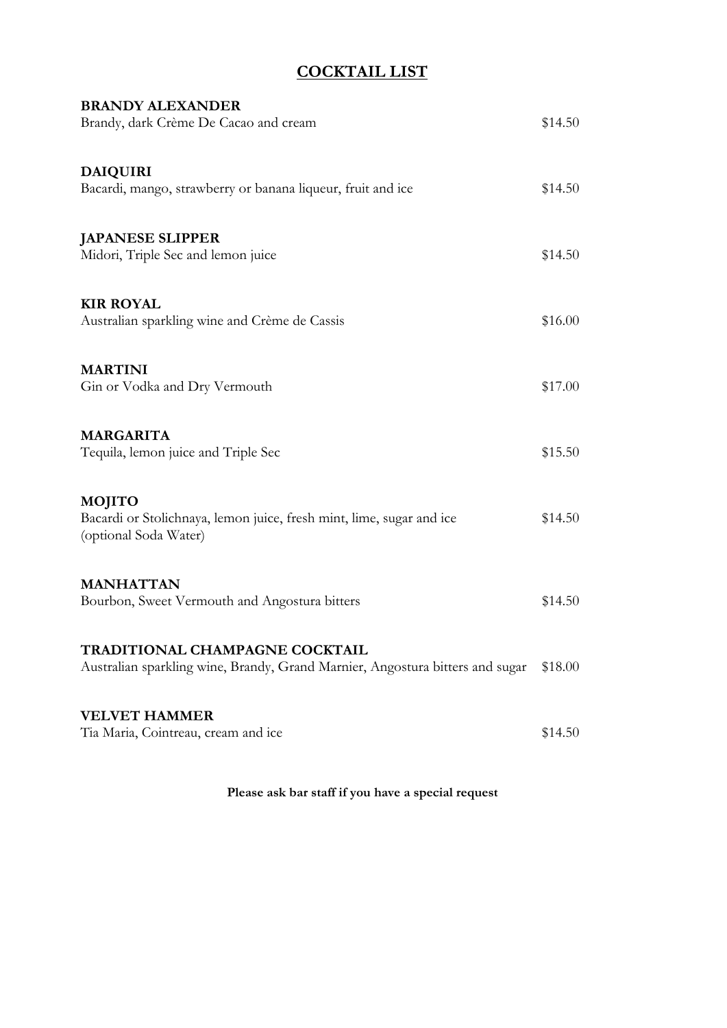# COCKTAIL LIST

**BRANDY ALEXANDER**
Brandy, dark Crème De Cacao and cream — $14.50

**DAIQUIRI**
Bacardi, mango, strawberry or banana liqueur, fruit and ice — $14.50

**JAPANESE SLIPPER**
Midori, Triple Sec and lemon juice — $14.50

**KIR ROYAL**
Australian sparkling wine and Crème de Cassis — $16.00

**MARTINI**
Gin or Vodka and Dry Vermouth — $17.00

**MARGARITA**
Tequila, lemon juice and Triple Sec — $15.50

**MOJITO**
Bacardi or Stolichnaya, lemon juice, fresh mint, lime, sugar and ice (optional Soda Water) — $14.50

**MANHATTAN**
Bourbon, Sweet Vermouth and Angostura bitters — $14.50

**TRADITIONAL CHAMPAGNE COCKTAIL**
Australian sparkling wine, Brandy, Grand Marnier, Angostura bitters and sugar — $18.00

**VELVET HAMMER**
Tia Maria, Cointreau, cream and ice — $14.50

**Please ask bar staff if you have a special request**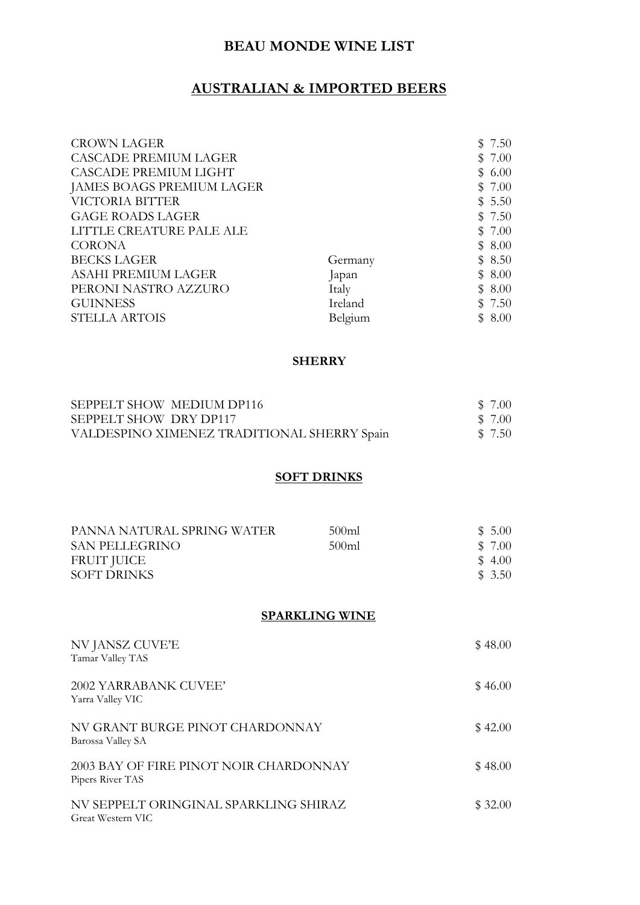# BEAU MONDE WINE LIST

## AUSTRALIAN & IMPORTED BEERS

| | | |
|---|---|---|
| CROWN LAGER | | $ 7.50 |
| CASCADE PREMIUM LAGER | | $ 7.00 |
| CASCADE PREMIUM LIGHT | | $ 6.00 |
| JAMES BOAGS PREMIUM LAGER | | $ 7.00 |
| VICTORIA BITTER | | $ 5.50 |
| GAGE ROADS LAGER | | $ 7.50 |
| LITTLE CREATURE PALE ALE | | $ 7.00 |
| CORONA | | $ 8.00 |
| BECKS LAGER | Germany | $ 8.50 |
| ASAHI PREMIUM LAGER | Japan | $ 8.00 |
| PERONI NASTRO AZZURO | Italy | $ 8.00 |
| GUINNESS | Ireland | $ 7.50 |
| STELLA ARTOIS | Belgium | $ 8.00 |

### SHERRY

| | |
|---|---|
| SEPPELT SHOW MEDIUM DP116 | $ 7.00 |
| SEPPELT SHOW DRY DP117 | $ 7.00 |
| VALDESPINO XIMENEZ TRADITIONAL SHERRY Spain | $ 7.50 |

## SOFT DRINKS

| | | |
|---|---|---|
| PANNA NATURAL SPRING WATER | 500ml | $ 5.00 |
| SAN PELLEGRINO | 500ml | $ 7.00 |
| FRUIT JUICE | | $ 4.00 |
| SOFT DRINKS | | $ 3.50 |

## SPARKLING WINE

NV JANSZ CUVE'E — $ 48.00
Tamar Valley TAS

2002 YARRABANK CUVEE' — $ 46.00
Yarra Valley VIC

NV GRANT BURGE PINOT CHARDONNAY — $ 42.00
Barossa Valley SA

2003 BAY OF FIRE PINOT NOIR CHARDONNAY — $ 48.00
Pipers River TAS

NV SEPPELT ORINGINAL SPARKLING SHIRAZ — $ 32.00
Great Western VIC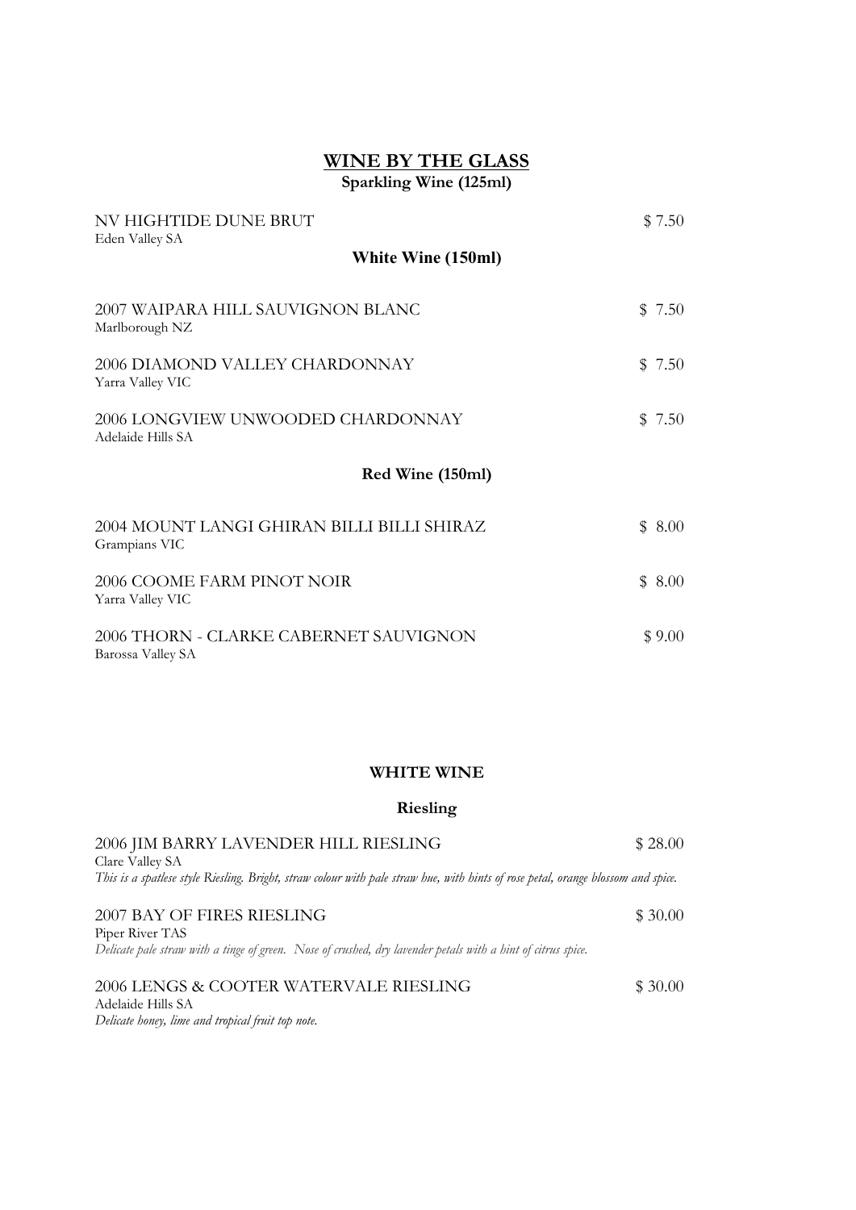## WINE BY THE GLASS

### Sparkling Wine (125ml)

NV HIGHTIDE DUNE BRUT — $ 7.50
Eden Valley SA

### White Wine (150ml)

2007 WAIPARA HILL SAUVIGNON BLANC — $ 7.50
Marlborough NZ

2006 DIAMOND VALLEY CHARDONNAY — $ 7.50
Yarra Valley VIC

2006 LONGVIEW UNWOODED CHARDONNAY — $ 7.50
Adelaide Hills SA

### Red Wine (150ml)

2004 MOUNT LANGI GHIRAN BILLI BILLI SHIRAZ — $ 8.00
Grampians VIC

2006 COOME FARM PINOT NOIR — $ 8.00
Yarra Valley VIC

2006 THORN - CLARKE CABERNET SAUVIGNON — $ 9.00
Barossa Valley SA

## WHITE WINE

### Riesling

2006 JIM BARRY LAVENDER HILL RIESLING — $ 28.00
Clare Valley SA
*This is a spatlese style Riesling. Bright, straw colour with pale straw hue, with hints of rose petal, orange blossom and spice.*

2007 BAY OF FIRES RIESLING — $ 30.00
Piper River TAS
*Delicate pale straw with a tinge of green. Nose of crushed, dry lavender petals with a hint of citrus spice.*

2006 LENGS & COOTER WATERVALE RIESLING — $ 30.00
Adelaide Hills SA
*Delicate honey, lime and tropical fruit top note.*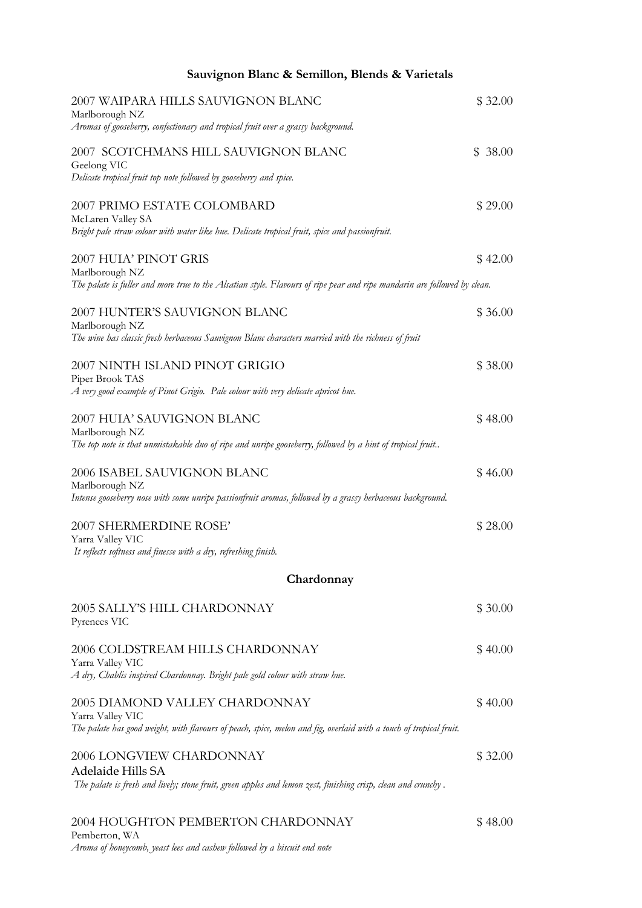## Sauvignon Blanc & Semillon, Blends & Varietals

2007 WAIPARA HILLS SAUVIGNON BLANC — $ 32.00
Marlborough NZ
*Aromas of gooseberry, confectionary and tropical fruit over a grassy background.*

2007 SCOTCHMANS HILL SAUVIGNON BLANC — $ 38.00
Geelong VIC
*Delicate tropical fruit top note followed by gooseberry and spice.*

2007 PRIMO ESTATE COLOMBARD — $ 29.00
McLaren Valley SA
*Bright pale straw colour with water like hue. Delicate tropical fruit, spice and passionfruit.*

2007 HUIA' PINOT GRIS — $ 42.00
Marlborough NZ
*The palate is fuller and more true to the Alsatian style. Flavours of ripe pear and ripe mandarin are followed by clean.*

2007 HUNTER'S SAUVIGNON BLANC — $ 36.00
Marlborough NZ
*The wine has classic fresh herbaceous Sauvignon Blanc characters married with the richness of fruit*

2007 NINTH ISLAND PINOT GRIGIO — $ 38.00
Piper Brook TAS
*A very good example of Pinot Grigio. Pale colour with very delicate apricot hue.*

2007 HUIA' SAUVIGNON BLANC — $ 48.00
Marlborough NZ
*The top note is that unmistakable duo of ripe and unripe gooseberry, followed by a hint of tropical fruit..*

2006 ISABEL SAUVIGNON BLANC — $ 46.00
Marlborough NZ
*Intense gooseberry nose with some unripe passionfruit aromas, followed by a grassy herbaceous background.*

2007 SHERMERDINE ROSE' — $ 28.00
Yarra Valley VIC
*It reflects softness and finesse with a dry, refreshing finish.*

## Chardonnay

2005 SALLY'S HILL CHARDONNAY — $ 30.00
Pyrenees VIC

2006 COLDSTREAM HILLS CHARDONNAY — $ 40.00
Yarra Valley VIC
*A dry, Chablis inspired Chardonnay. Bright pale gold colour with straw hue.*

2005 DIAMOND VALLEY CHARDONNAY — $ 40.00
Yarra Valley VIC
*The palate has good weight, with flavours of peach, spice, melon and fig, overlaid with a touch of tropical fruit.*

2006 LONGVIEW CHARDONNAY — $ 32.00
Adelaide Hills SA
*The palate is fresh and lively; stone fruit, green apples and lemon zest, finishing crisp, clean and crunchy .*

2004 HOUGHTON PEMBERTON CHARDONNAY — $ 48.00
Pemberton, WA
*Aroma of honeycomb, yeast lees and cashew followed by a biscuit end note*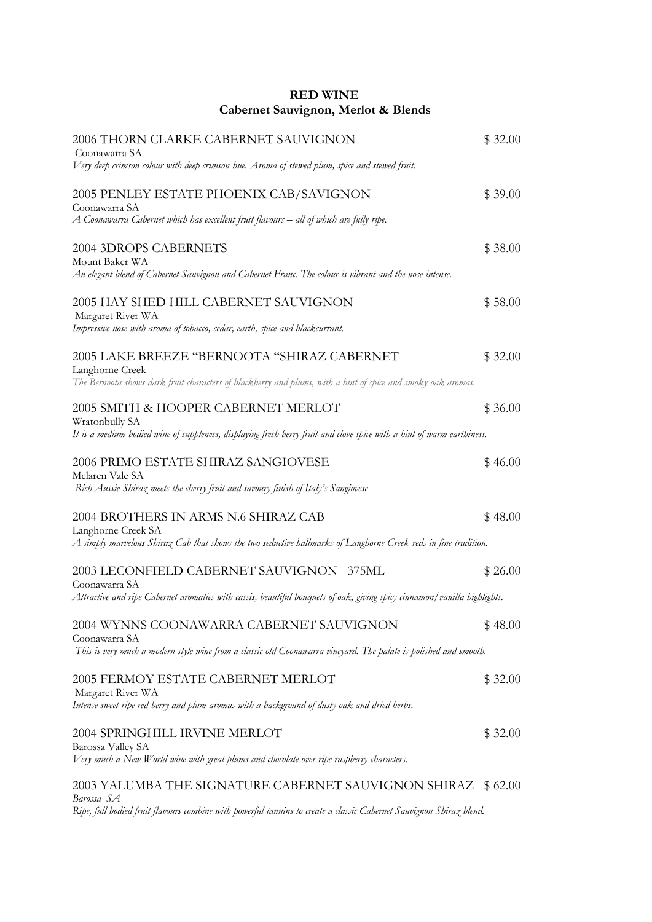## RED WINE

### Cabernet Sauvignon, Merlot & Blends

2006 THORN CLARKE CABERNET SAUVIGNON $ 32.00
Coonawarra SA
*Very deep crimson colour with deep crimson hue. Aroma of stewed plum, spice and stewed fruit.*

2005 PENLEY ESTATE PHOENIX CAB/SAVIGNON $ 39.00
Coonawarra SA
*A Coonawarra Cabernet which has excellent fruit flavours – all of which are fully ripe.*

2004 3DROPS CABERNETS $ 38.00
Mount Baker WA
*An elegant blend of Cabernet Sauvignon and Cabernet Franc. The colour is vibrant and the nose intense.*

2005 HAY SHED HILL CABERNET SAUVIGNON $ 58.00
Margaret River WA
*Impressive nose with aroma of tobacco, cedar, earth, spice and blackcurrant.*

2005 LAKE BREEZE "BERNOOTA "SHIRAZ CABERNET $ 32.00
Langhorne Creek
*The Bernoota shows dark fruit characters of blackberry and plums, with a hint of spice and smoky oak aromas.*

2005 SMITH & HOOPER CABERNET MERLOT $ 36.00
Wratonbully SA
*It is a medium bodied wine of suppleness, displaying fresh berry fruit and clove spice with a hint of warm earthiness.*

2006 PRIMO ESTATE SHIRAZ SANGIOVESE $ 46.00
Mclaren Vale SA
*Rich Aussie Shiraz meets the cherry fruit and savoury finish of Italy's Sangiovese*

2004 BROTHERS IN ARMS N.6 SHIRAZ CAB $ 48.00
Langhorne Creek SA
*A simply marvelous Shiraz Cab that shows the two seductive hallmarks of Langhorne Creek reds in fine tradition.*

2003 LECONFIELD CABERNET SAUVIGNON 375ML $ 26.00
Coonawarra SA
*Attractive and ripe Cabernet aromatics with cassis, beautiful bouquets of oak, giving spicy cinnamon/vanilla highlights.*

2004 WYNNS COONAWARRA CABERNET SAUVIGNON $ 48.00
Coonawarra SA
*This is very much a modern style wine from a classic old Coonawarra vineyard. The palate is polished and smooth.*

2005 FERMOY ESTATE CABERNET MERLOT $ 32.00
Margaret River WA
*Intense sweet ripe red berry and plum aromas with a background of dusty oak and dried herbs.*

2004 SPRINGHILL IRVINE MERLOT $ 32.00
Barossa Valley SA
*Very much a New World wine with great plums and chocolate over ripe raspberry characters.*

2003 YALUMBA THE SIGNATURE CABERNET SAUVIGNON SHIRAZ $ 62.00
*Barossa SA*
*Ripe, full bodied fruit flavours combine with powerful tannins to create a classic Cabernet Sauvignon Shiraz blend.*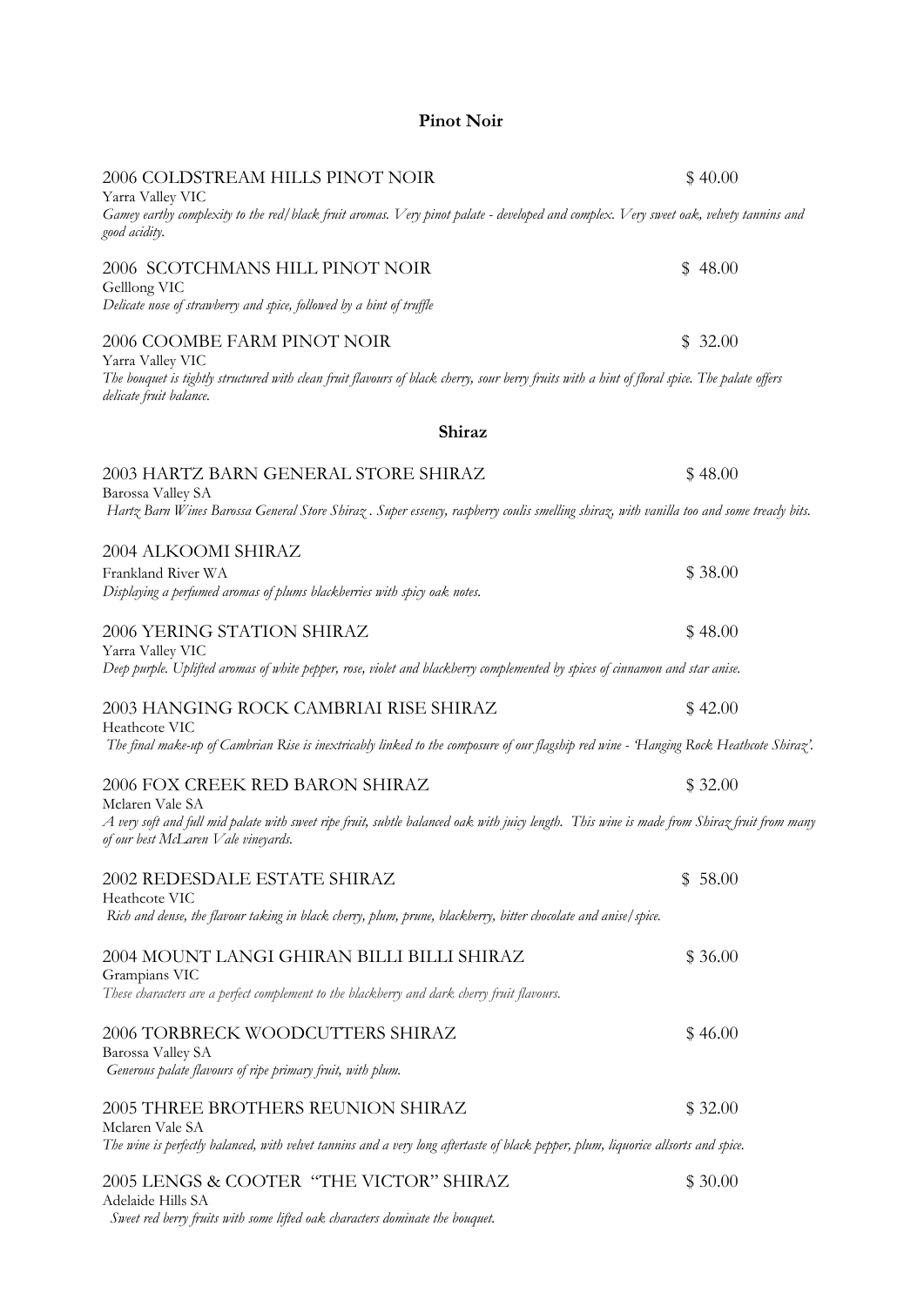## Pinot Noir

2006 COLDSTREAM HILLS PINOT NOIR $ 40.00
Yarra Valley VIC
*Gamey earthy complexity to the red/black fruit aromas. Very pinot palate - developed and complex. Very sweet oak, velvety tannins and good acidity.*

2006 SCOTCHMANS HILL PINOT NOIR $ 48.00
Gelllong VIC
*Delicate nose of strawberry and spice, followed by a hint of truffle*

2006 COOMBE FARM PINOT NOIR $ 32.00
Yarra Valley VIC
*The bouquet is tightly structured with clean fruit flavours of black cherry, sour berry fruits with a hint of floral spice. The palate offers delicate fruit balance.*

## Shiraz

2003 HARTZ BARN GENERAL STORE SHIRAZ $ 48.00
Barossa Valley SA
*Hartz Barn Wines Barossa General Store Shiraz . Super essency, raspberry coulis smelling shiraz, with vanilla too and some treacly bits.*

2004 ALKOOMI SHIRAZ
Frankland River WA $ 38.00
*Displaying a perfumed aromas of plums blackberries with spicy oak notes.*

2006 YERING STATION SHIRAZ $ 48.00
Yarra Valley VIC
*Deep purple. Uplifted aromas of white pepper, rose, violet and blackberry complemented by spices of cinnamon and star anise.*

2003 HANGING ROCK CAMBRIAI RISE SHIRAZ $ 42.00
Heathcote VIC
*The final make-up of Cambrian Rise is inextricably linked to the composure of our flagship red wine - 'Hanging Rock Heathcote Shiraz'.*

2006 FOX CREEK RED BARON SHIRAZ $ 32.00
Mclaren Vale SA
*A very soft and full mid palate with sweet ripe fruit, subtle balanced oak with juicy length. This wine is made from Shiraz fruit from many of our best McLaren Vale vineyards.*

2002 REDESDALE ESTATE SHIRAZ $ 58.00
Heathcote VIC
*Rich and dense, the flavour taking in black cherry, plum, prune, blackberry, bitter chocolate and anise/spice.*

2004 MOUNT LANGI GHIRAN BILLI BILLI SHIRAZ $ 36.00
Grampians VIC
*These characters are a perfect complement to the blackberry and dark cherry fruit flavours.*

2006 TORBRECK WOODCUTTERS SHIRAZ $ 46.00
Barossa Valley SA
*Generous palate flavours of ripe primary fruit, with plum.*

2005 THREE BROTHERS REUNION SHIRAZ $ 32.00
Mclaren Vale SA
*The wine is perfectly balanced, with velvet tannins and a very long aftertaste of black pepper, plum, liquorice allsorts and spice.*

2005 LENGS & COOTER "THE VICTOR" SHIRAZ $ 30.00
Adelaide Hills SA
*Sweet red berry fruits with some lifted oak characters dominate the bouquet.*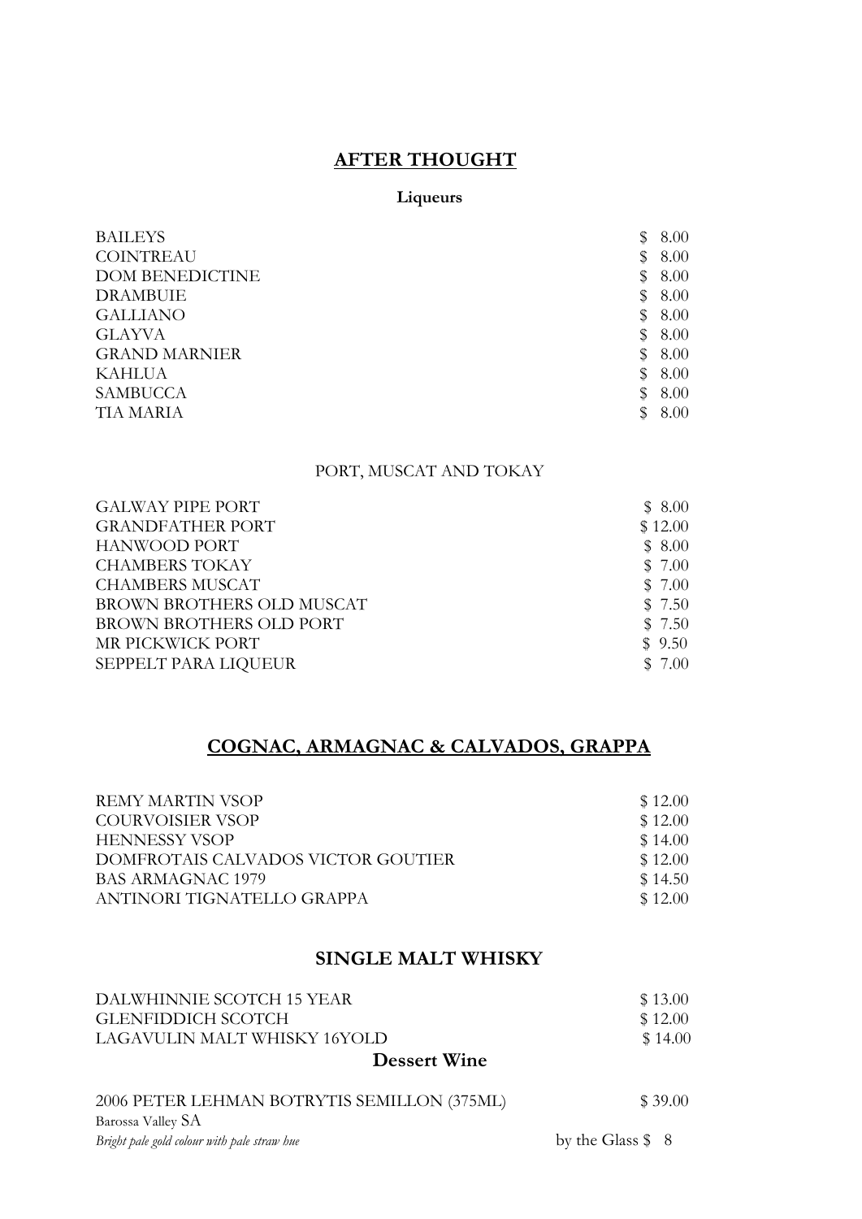## AFTER THOUGHT

### Liqueurs

| | |
|---|---|
| BAILEYS | $ 8.00 |
| COINTREAU | $ 8.00 |
| DOM BENEDICTINE | $ 8.00 |
| DRAMBUIE | $ 8.00 |
| GALLIANO | $ 8.00 |
| GLAYVA | $ 8.00 |
| GRAND MARNIER | $ 8.00 |
| KAHLUA | $ 8.00 |
| SAMBUCCA | $ 8.00 |
| TIA MARIA | $ 8.00 |

### PORT, MUSCAT AND TOKAY

| | |
|---|---|
| GALWAY PIPE PORT | $ 8.00 |
| GRANDFATHER PORT | $ 12.00 |
| HANWOOD PORT | $ 8.00 |
| CHAMBERS TOKAY | $ 7.00 |
| CHAMBERS MUSCAT | $ 7.00 |
| BROWN BROTHERS OLD MUSCAT | $ 7.50 |
| BROWN BROTHERS OLD PORT | $ 7.50 |
| MR PICKWICK PORT | $ 9.50 |
| SEPPELT PARA LIQUEUR | $ 7.00 |

## COGNAC, ARMAGNAC & CALVADOS, GRAPPA

| | |
|---|---|
| REMY MARTIN VSOP | $ 12.00 |
| COURVOISIER VSOP | $ 12.00 |
| HENNESSY VSOP | $ 14.00 |
| DOMFROTAIS CALVADOS VICTOR GOUTIER | $ 12.00 |
| BAS ARMAGNAC 1979 | $ 14.50 |
| ANTINORI TIGNATELLO GRAPPA | $ 12.00 |

## SINGLE MALT WHISKY

| | |
|---|---|
| DALWHINNIE SCOTCH 15 YEAR | $ 13.00 |
| GLENFIDDICH SCOTCH | $ 12.00 |
| LAGAVULIN MALT WHISKY 16YOLD | $ 14.00 |

### Dessert Wine

2006 PETER LEHMAN BOTRYTIS SEMILLON (375ML) — $ 39.00
Barossa Valley SA
*Bright pale gold colour with pale straw hue* — by the Glass $ 8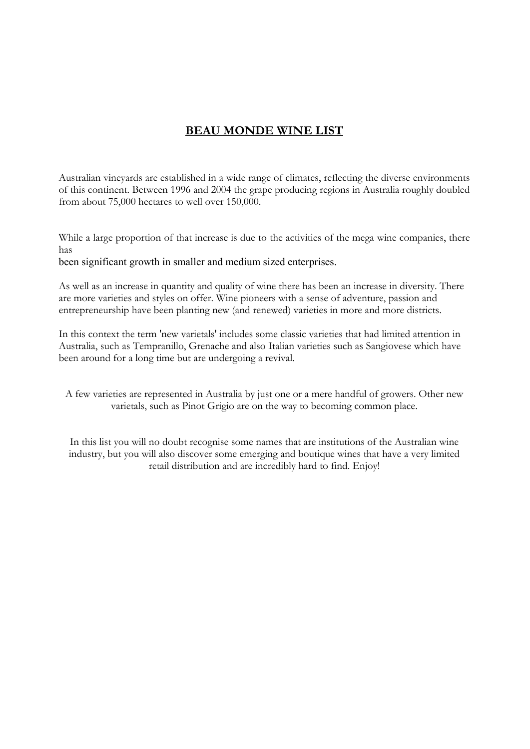# BEAU MONDE WINE LIST

Australian vineyards are established in a wide range of climates, reflecting the diverse environments of this continent. Between 1996 and 2004 the grape producing regions in Australia roughly doubled from about 75,000 hectares to well over 150,000.

While a large proportion of that increase is due to the activities of the mega wine companies, there has been significant growth in smaller and medium sized enterprises.

As well as an increase in quantity and quality of wine there has been an increase in diversity. There are more varieties and styles on offer. Wine pioneers with a sense of adventure, passion and entrepreneurship have been planting new (and renewed) varieties in more and more districts.

In this context the term 'new varietals' includes some classic varieties that had limited attention in Australia, such as Tempranillo, Grenache and also Italian varieties such as Sangiovese which have been around for a long time but are undergoing a revival.

A few varieties are represented in Australia by just one or a mere handful of growers. Other new varietals, such as Pinot Grigio are on the way to becoming common place.

In this list you will no doubt recognise some names that are institutions of the Australian wine industry, but you will also discover some emerging and boutique wines that have a very limited retail distribution and are incredibly hard to find. Enjoy!